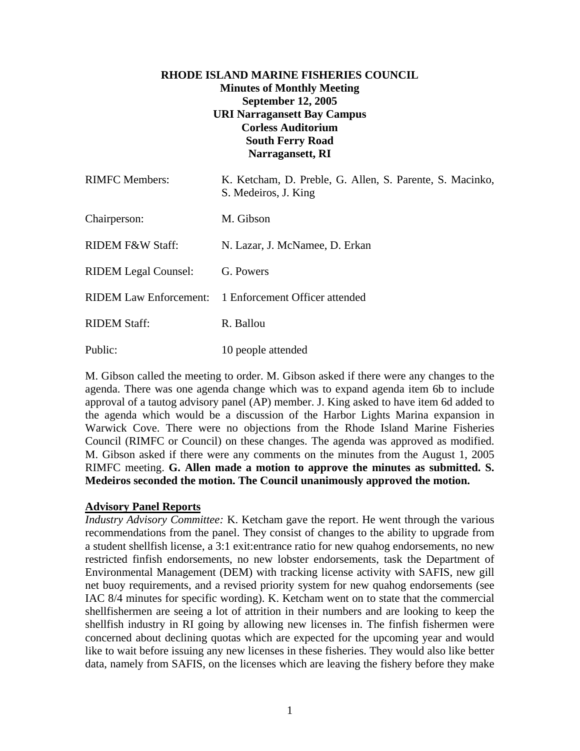# RHODE ISLAND MARINE FISHERIES COUNCIL

**Minutes of Monthly Meeting**
**September 12, 2005**
**URI Narragansett Bay Campus**
**Corless Auditorium**
**South Ferry Road**
**Narragansett, RI**

| | |
|---|---|
| RIMFC Members: | K. Ketcham, D. Preble, G. Allen, S. Parente, S. Macinko, S. Medeiros, J. King |
| Chairperson: | M. Gibson |
| RIDEM F&W Staff: | N. Lazar, J. McNamee, D. Erkan |
| RIDEM Legal Counsel: | G. Powers |
| RIDEM Law Enforcement: | 1 Enforcement Officer attended |
| RIDEM Staff: | R. Ballou |
| Public: | 10 people attended |

M. Gibson called the meeting to order. M. Gibson asked if there were any changes to the agenda. There was one agenda change which was to expand agenda item 6b to include approval of a tautog advisory panel (AP) member. J. King asked to have item 6d added to the agenda which would be a discussion of the Harbor Lights Marina expansion in Warwick Cove. There were no objections from the Rhode Island Marine Fisheries Council (RIMFC or Council) on these changes. The agenda was approved as modified. M. Gibson asked if there were any comments on the minutes from the August 1, 2005 RIMFC meeting. **G. Allen made a motion to approve the minutes as submitted. S. Medeiros seconded the motion. The Council unanimously approved the motion.**

## Advisory Panel Reports

*Industry Advisory Committee:* K. Ketcham gave the report. He went through the various recommendations from the panel. They consist of changes to the ability to upgrade from a student shellfish license, a 3:1 exit:entrance ratio for new quahog endorsements, no new restricted finfish endorsements, no new lobster endorsements, task the Department of Environmental Management (DEM) with tracking license activity with SAFIS, new gill net buoy requirements, and a revised priority system for new quahog endorsements (see IAC 8/4 minutes for specific wording). K. Ketcham went on to state that the commercial shellfishermen are seeing a lot of attrition in their numbers and are looking to keep the shellfish industry in RI going by allowing new licenses in. The finfish fishermen were concerned about declining quotas which are expected for the upcoming year and would like to wait before issuing any new licenses in these fisheries. They would also like better data, namely from SAFIS, on the licenses which are leaving the fishery before they make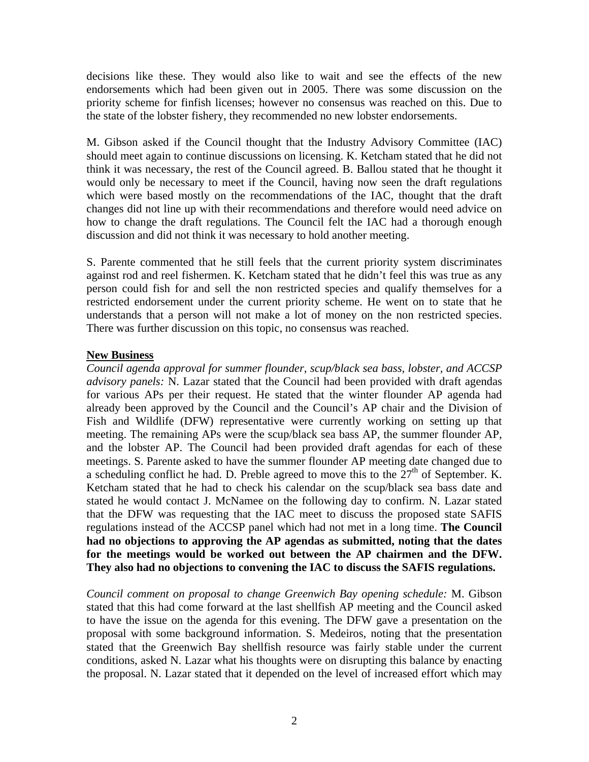decisions like these. They would also like to wait and see the effects of the new endorsements which had been given out in 2005. There was some discussion on the priority scheme for finfish licenses; however no consensus was reached on this. Due to the state of the lobster fishery, they recommended no new lobster endorsements.

M. Gibson asked if the Council thought that the Industry Advisory Committee (IAC) should meet again to continue discussions on licensing. K. Ketcham stated that he did not think it was necessary, the rest of the Council agreed. B. Ballou stated that he thought it would only be necessary to meet if the Council, having now seen the draft regulations which were based mostly on the recommendations of the IAC, thought that the draft changes did not line up with their recommendations and therefore would need advice on how to change the draft regulations. The Council felt the IAC had a thorough enough discussion and did not think it was necessary to hold another meeting.

S. Parente commented that he still feels that the current priority system discriminates against rod and reel fishermen. K. Ketcham stated that he didn't feel this was true as any person could fish for and sell the non restricted species and qualify themselves for a restricted endorsement under the current priority scheme. He went on to state that he understands that a person will not make a lot of money on the non restricted species. There was further discussion on this topic, no consensus was reached.

**New Business**

*Council agenda approval for summer flounder, scup/black sea bass, lobster, and ACCSP advisory panels:* N. Lazar stated that the Council had been provided with draft agendas for various APs per their request. He stated that the winter flounder AP agenda had already been approved by the Council and the Council's AP chair and the Division of Fish and Wildlife (DFW) representative were currently working on setting up that meeting. The remaining APs were the scup/black sea bass AP, the summer flounder AP, and the lobster AP. The Council had been provided draft agendas for each of these meetings. S. Parente asked to have the summer flounder AP meeting date changed due to a scheduling conflict he had. D. Preble agreed to move this to the 27th of September. K. Ketcham stated that he had to check his calendar on the scup/black sea bass date and stated he would contact J. McNamee on the following day to confirm. N. Lazar stated that the DFW was requesting that the IAC meet to discuss the proposed state SAFIS regulations instead of the ACCSP panel which had not met in a long time. **The Council had no objections to approving the AP agendas as submitted, noting that the dates for the meetings would be worked out between the AP chairmen and the DFW. They also had no objections to convening the IAC to discuss the SAFIS regulations.**

*Council comment on proposal to change Greenwich Bay opening schedule:* M. Gibson stated that this had come forward at the last shellfish AP meeting and the Council asked to have the issue on the agenda for this evening. The DFW gave a presentation on the proposal with some background information. S. Medeiros, noting that the presentation stated that the Greenwich Bay shellfish resource was fairly stable under the current conditions, asked N. Lazar what his thoughts were on disrupting this balance by enacting the proposal. N. Lazar stated that it depended on the level of increased effort which may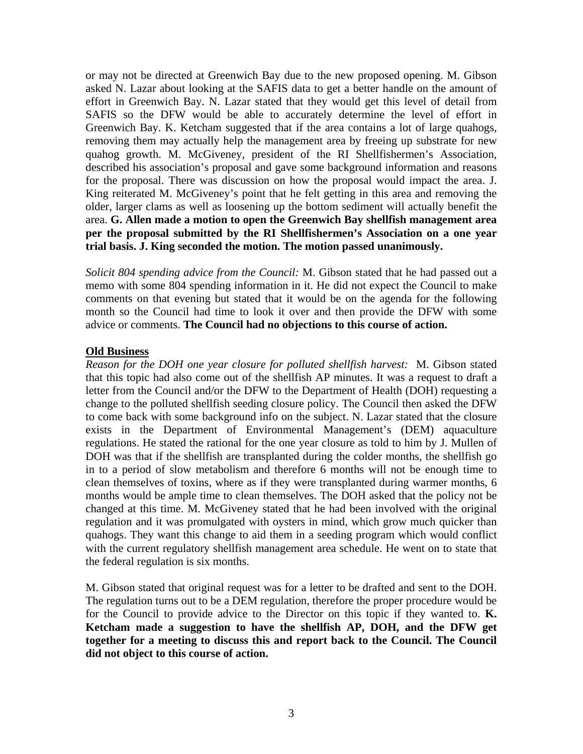or may not be directed at Greenwich Bay due to the new proposed opening. M. Gibson asked N. Lazar about looking at the SAFIS data to get a better handle on the amount of effort in Greenwich Bay. N. Lazar stated that they would get this level of detail from SAFIS so the DFW would be able to accurately determine the level of effort in Greenwich Bay. K. Ketcham suggested that if the area contains a lot of large quahogs, removing them may actually help the management area by freeing up substrate for new quahog growth. M. McGiveney, president of the RI Shellfishermen's Association, described his association's proposal and gave some background information and reasons for the proposal. There was discussion on how the proposal would impact the area. J. King reiterated M. McGiveney's point that he felt getting in this area and removing the older, larger clams as well as loosening up the bottom sediment will actually benefit the area. **G. Allen made a motion to open the Greenwich Bay shellfish management area per the proposal submitted by the RI Shellfishermen's Association on a one year trial basis. J. King seconded the motion. The motion passed unanimously.**

*Solicit 804 spending advice from the Council:* M. Gibson stated that he had passed out a memo with some 804 spending information in it. He did not expect the Council to make comments on that evening but stated that it would be on the agenda for the following month so the Council had time to look it over and then provide the DFW with some advice or comments. **The Council had no objections to this course of action.**

**Old Business**

*Reason for the DOH one year closure for polluted shellfish harvest:* M. Gibson stated that this topic had also come out of the shellfish AP minutes. It was a request to draft a letter from the Council and/or the DFW to the Department of Health (DOH) requesting a change to the polluted shellfish seeding closure policy. The Council then asked the DFW to come back with some background info on the subject. N. Lazar stated that the closure exists in the Department of Environmental Management's (DEM) aquaculture regulations. He stated the rational for the one year closure as told to him by J. Mullen of DOH was that if the shellfish are transplanted during the colder months, the shellfish go in to a period of slow metabolism and therefore 6 months will not be enough time to clean themselves of toxins, where as if they were transplanted during warmer months, 6 months would be ample time to clean themselves. The DOH asked that the policy not be changed at this time. M. McGiveney stated that he had been involved with the original regulation and it was promulgated with oysters in mind, which grow much quicker than quahogs. They want this change to aid them in a seeding program which would conflict with the current regulatory shellfish management area schedule. He went on to state that the federal regulation is six months.

M. Gibson stated that original request was for a letter to be drafted and sent to the DOH. The regulation turns out to be a DEM regulation, therefore the proper procedure would be for the Council to provide advice to the Director on this topic if they wanted to. **K. Ketcham made a suggestion to have the shellfish AP, DOH, and the DFW get together for a meeting to discuss this and report back to the Council. The Council did not object to this course of action.**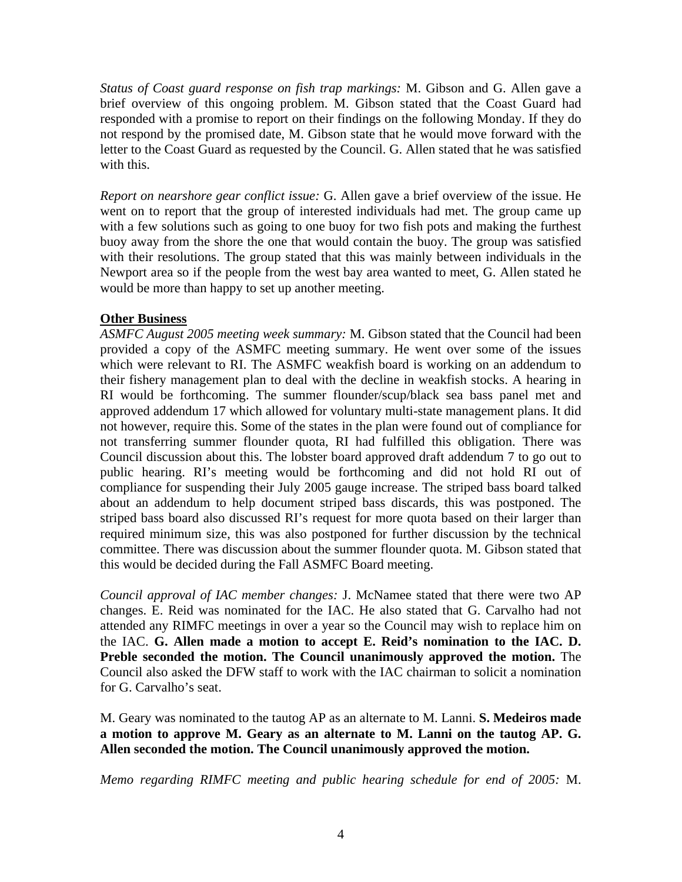*Status of Coast guard response on fish trap markings:* M. Gibson and G. Allen gave a brief overview of this ongoing problem. M. Gibson stated that the Coast Guard had responded with a promise to report on their findings on the following Monday. If they do not respond by the promised date, M. Gibson state that he would move forward with the letter to the Coast Guard as requested by the Council. G. Allen stated that he was satisfied with this.

*Report on nearshore gear conflict issue:* G. Allen gave a brief overview of the issue. He went on to report that the group of interested individuals had met. The group came up with a few solutions such as going to one buoy for two fish pots and making the furthest buoy away from the shore the one that would contain the buoy. The group was satisfied with their resolutions. The group stated that this was mainly between individuals in the Newport area so if the people from the west bay area wanted to meet, G. Allen stated he would be more than happy to set up another meeting.

**Other Business**

*ASMFC August 2005 meeting week summary:* M. Gibson stated that the Council had been provided a copy of the ASMFC meeting summary. He went over some of the issues which were relevant to RI. The ASMFC weakfish board is working on an addendum to their fishery management plan to deal with the decline in weakfish stocks. A hearing in RI would be forthcoming. The summer flounder/scup/black sea bass panel met and approved addendum 17 which allowed for voluntary multi-state management plans. It did not however, require this. Some of the states in the plan were found out of compliance for not transferring summer flounder quota, RI had fulfilled this obligation. There was Council discussion about this. The lobster board approved draft addendum 7 to go out to public hearing. RI's meeting would be forthcoming and did not hold RI out of compliance for suspending their July 2005 gauge increase. The striped bass board talked about an addendum to help document striped bass discards, this was postponed. The striped bass board also discussed RI's request for more quota based on their larger than required minimum size, this was also postponed for further discussion by the technical committee. There was discussion about the summer flounder quota. M. Gibson stated that this would be decided during the Fall ASMFC Board meeting.

*Council approval of IAC member changes:* J. McNamee stated that there were two AP changes. E. Reid was nominated for the IAC. He also stated that G. Carvalho had not attended any RIMFC meetings in over a year so the Council may wish to replace him on the IAC. **G. Allen made a motion to accept E. Reid's nomination to the IAC. D. Preble seconded the motion. The Council unanimously approved the motion.** The Council also asked the DFW staff to work with the IAC chairman to solicit a nomination for G. Carvalho's seat.

M. Geary was nominated to the tautog AP as an alternate to M. Lanni. **S. Medeiros made a motion to approve M. Geary as an alternate to M. Lanni on the tautog AP. G. Allen seconded the motion. The Council unanimously approved the motion.**

*Memo regarding RIMFC meeting and public hearing schedule for end of 2005:* M.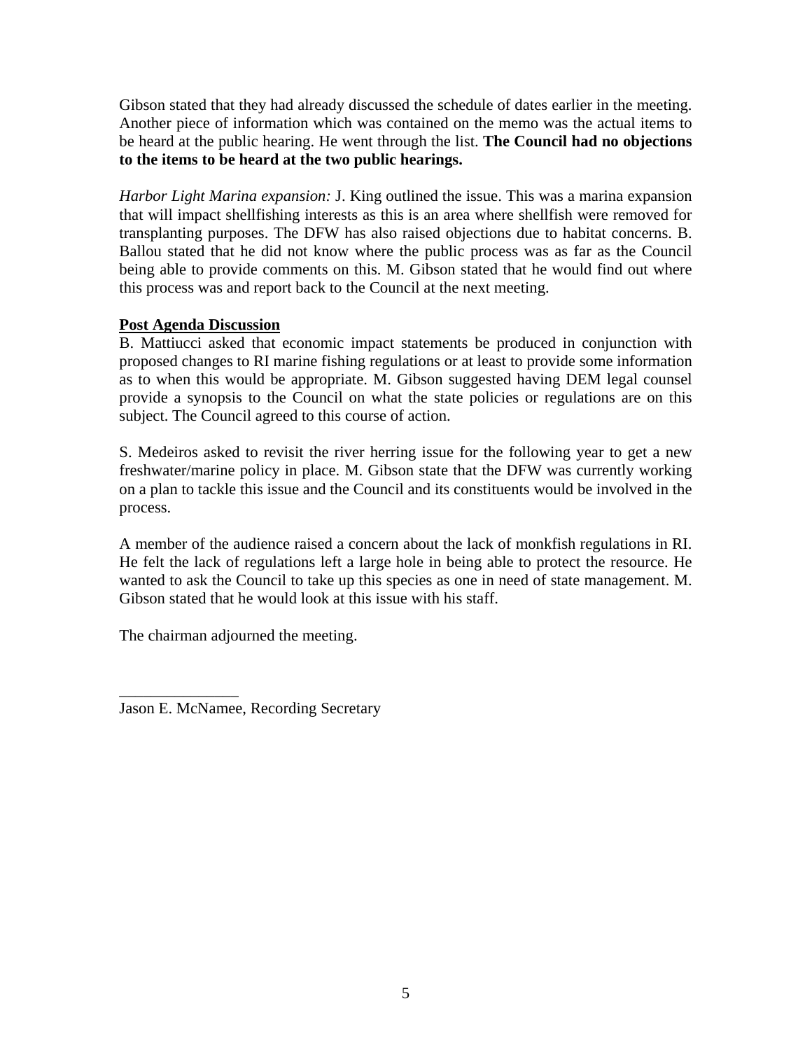Gibson stated that they had already discussed the schedule of dates earlier in the meeting. Another piece of information which was contained on the memo was the actual items to be heard at the public hearing. He went through the list. **The Council had no objections to the items to be heard at the two public hearings.**

*Harbor Light Marina expansion:* J. King outlined the issue. This was a marina expansion that will impact shellfishing interests as this is an area where shellfish were removed for transplanting purposes. The DFW has also raised objections due to habitat concerns. B. Ballou stated that he did not know where the public process was as far as the Council being able to provide comments on this. M. Gibson stated that he would find out where this process was and report back to the Council at the next meeting.

**<u>Post Agenda Discussion</u>**

B. Mattiucci asked that economic impact statements be produced in conjunction with proposed changes to RI marine fishing regulations or at least to provide some information as to when this would be appropriate. M. Gibson suggested having DEM legal counsel provide a synopsis to the Council on what the state policies or regulations are on this subject. The Council agreed to this course of action.

S. Medeiros asked to revisit the river herring issue for the following year to get a new freshwater/marine policy in place. M. Gibson state that the DFW was currently working on a plan to tackle this issue and the Council and its constituents would be involved in the process.

A member of the audience raised a concern about the lack of monkfish regulations in RI. He felt the lack of regulations left a large hole in being able to protect the resource. He wanted to ask the Council to take up this species as one in need of state management. M. Gibson stated that he would look at this issue with his staff.

The chairman adjourned the meeting.

_______________
Jason E. McNamee, Recording Secretary